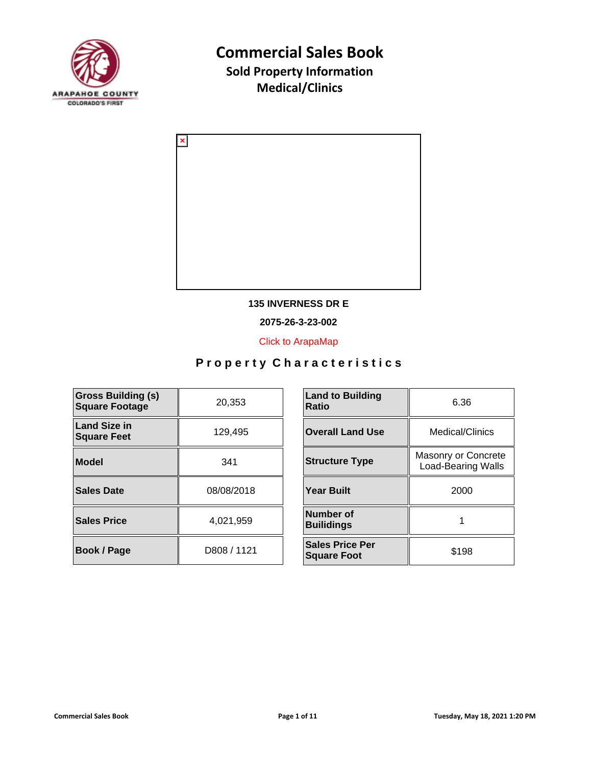# Commercial Sales Book

## Sold Property Information

## Medical/Clinics

**135 INVERNESS DR E**

**2075-26-3-23-002**

Click to ArapaMap

### Property Characteristics

| | | | | |
|---|---|---|---|---|
| **Gross Building (s) Square Footage** | 20,353 | | **Land to Building Ratio** | 6.36 |
| **Land Size in Square Feet** | 129,495 | | **Overall Land Use** | Medical/Clinics |
| **Model** | 341 | | **Structure Type** | Masonry or Concrete Load-Bearing Walls |
| **Sales Date** | 08/08/2018 | | **Year Built** | 2000 |
| **Sales Price** | 4,021,959 | | **Number of Builidings** | 1 |
| **Book / Page** | D808 / 1121 | | **Sales Price Per Square Foot** | $198 |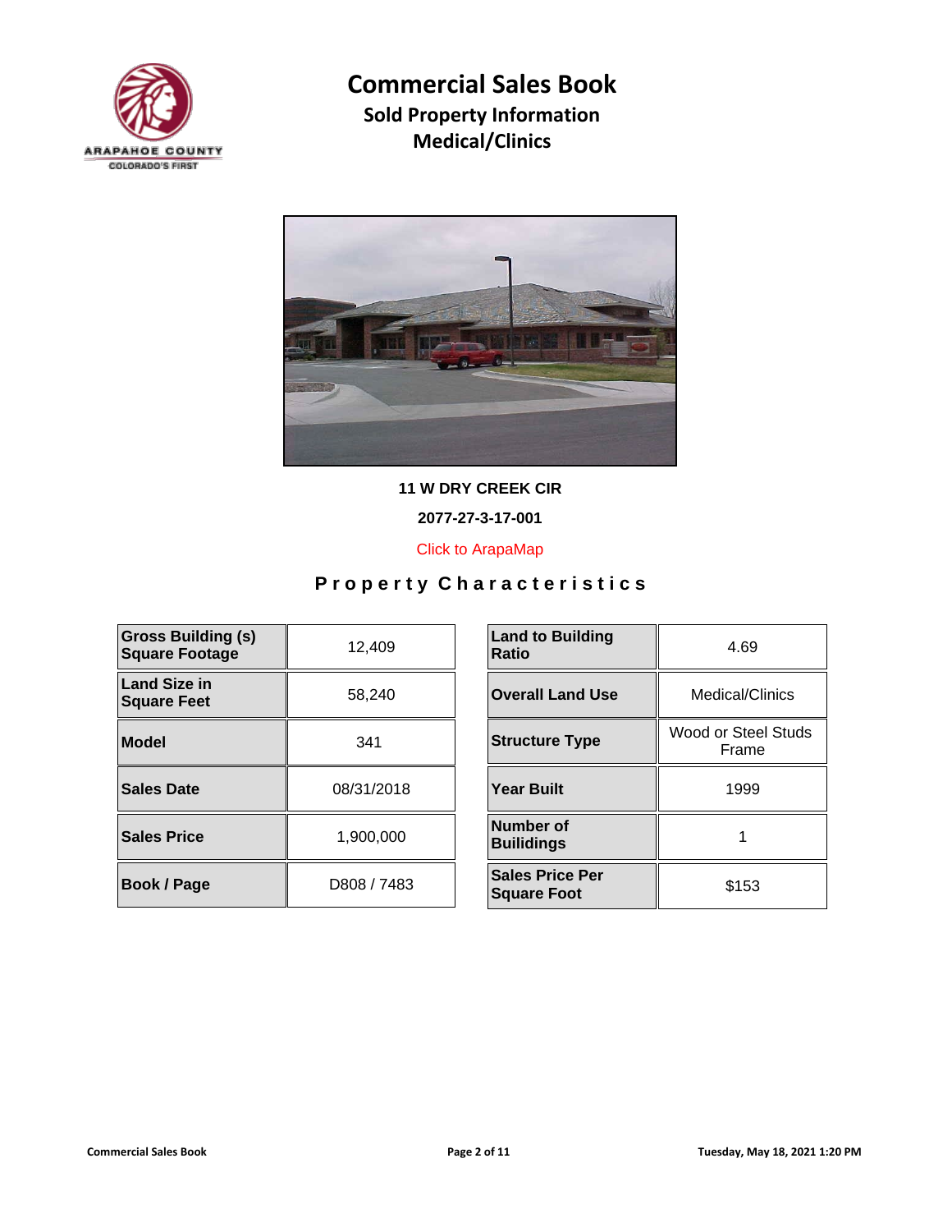# Commercial Sales Book

## Sold Property Information

## Medical/Clinics

**11 W DRY CREEK CIR**

**2077-27-3-17-001**

Click to ArapaMap

## Property Characteristics

| Gross Building (s) Square Footage | 12,409 |
|---|---|
| Land Size in Square Feet | 58,240 |
| Model | 341 |
| Sales Date | 08/31/2018 |
| Sales Price | 1,900,000 |
| Book / Page | D808 / 7483 |

| Land to Building Ratio | 4.69 |
|---|---|
| Overall Land Use | Medical/Clinics |
| Structure Type | Wood or Steel Studs Frame |
| Year Built | 1999 |
| Number of Builidings | 1 |
| Sales Price Per Square Foot | $153 |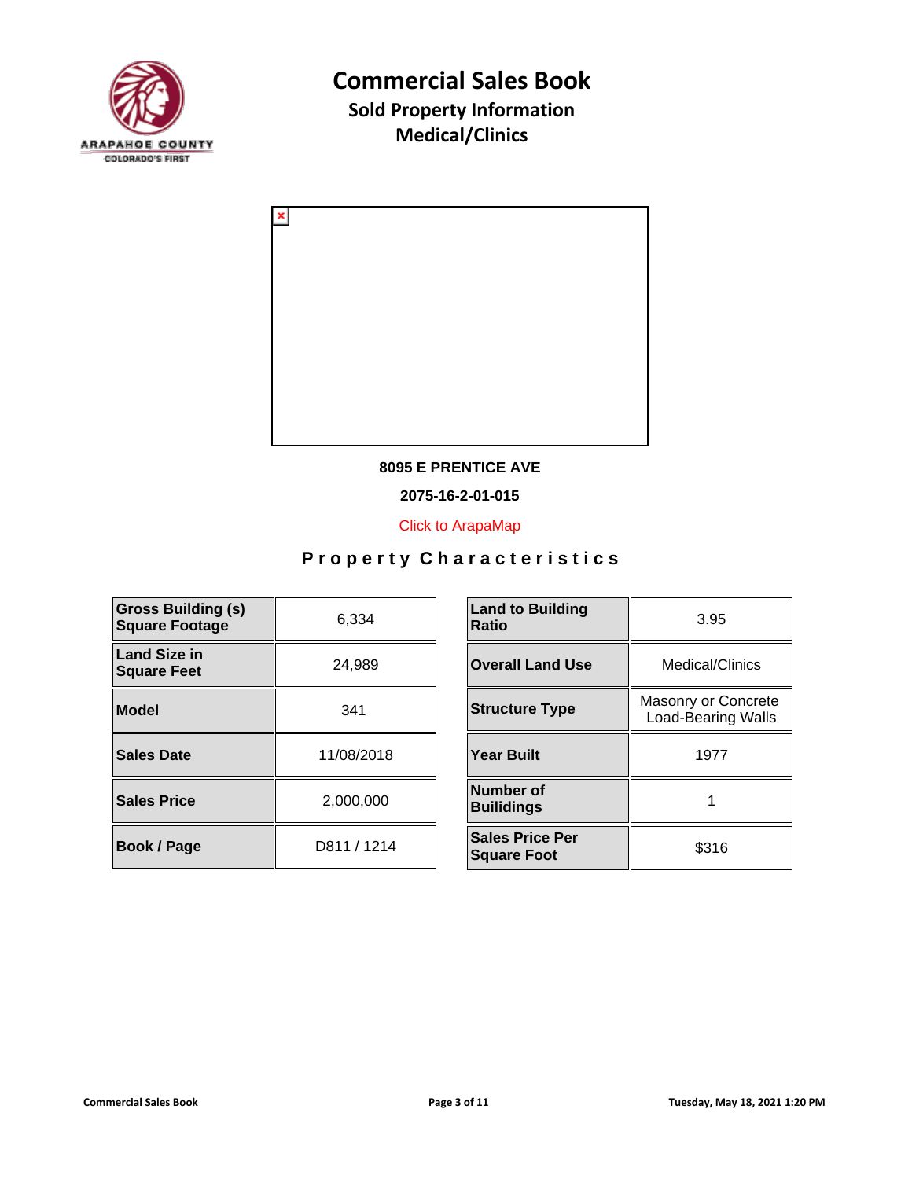# Commercial Sales Book

## Sold Property Information

## Medical/Clinics

**8095 E PRENTICE AVE**

**2075-16-2-01-015**

Click to ArapaMap

### Property Characteristics

| | | | |
|---|---|---|---|
| **Gross Building (s) Square Footage** | 6,334 | **Land to Building Ratio** | 3.95 |
| **Land Size in Square Feet** | 24,989 | **Overall Land Use** | Medical/Clinics |
| **Model** | 341 | **Structure Type** | Masonry or Concrete Load-Bearing Walls |
| **Sales Date** | 11/08/2018 | **Year Built** | 1977 |
| **Sales Price** | 2,000,000 | **Number of Builidings** | 1 |
| **Book / Page** | D811 / 1214 | **Sales Price Per Square Foot** | $316 |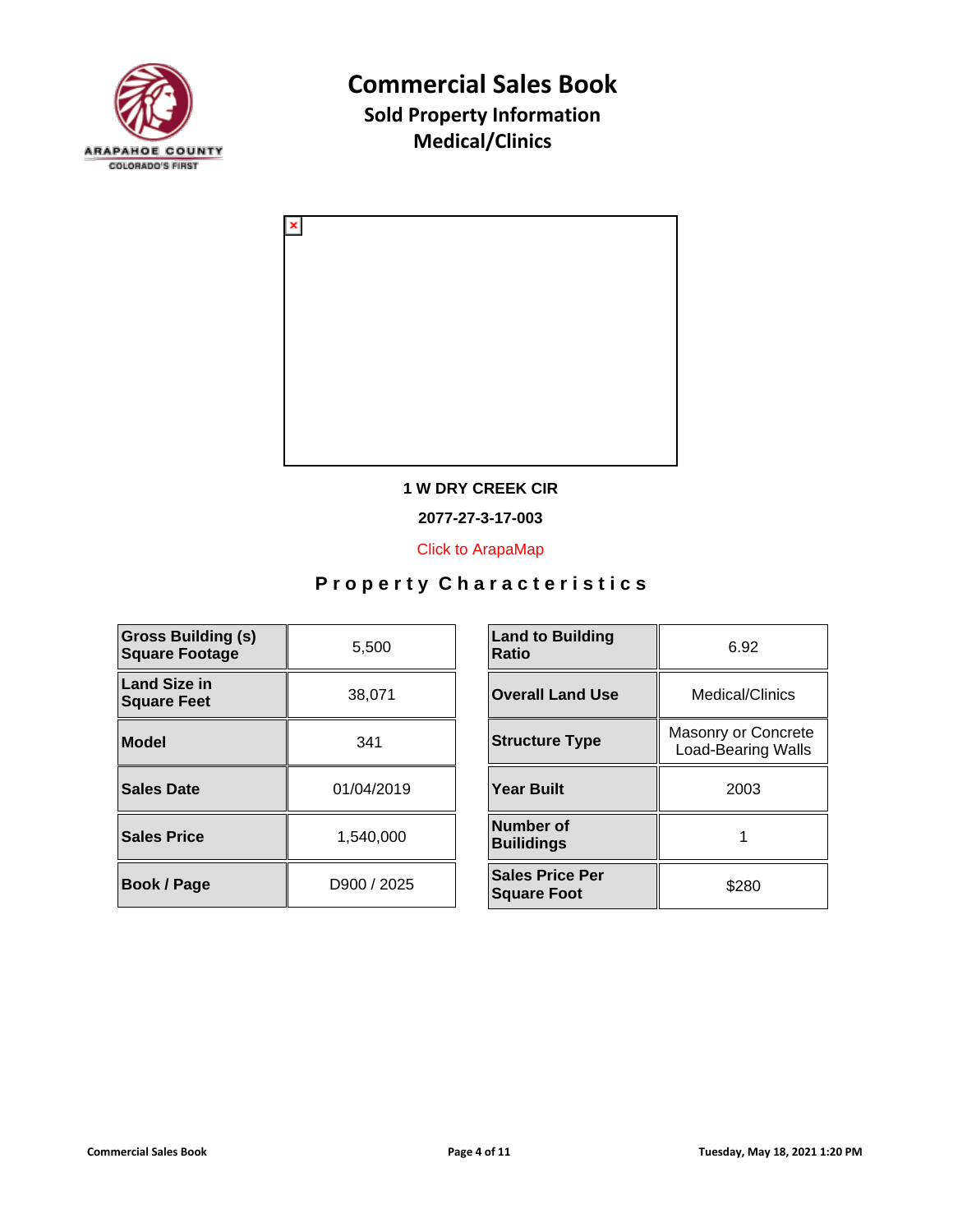# Commercial Sales Book

## Sold Property Information

## Medical/Clinics

**1 W DRY CREEK CIR**

**2077-27-3-17-003**

Click to ArapaMap

### Property Characteristics

| Gross Building (s) Square Footage | 5,500 |
|---|---|
| Land Size in Square Feet | 38,071 |
| Model | 341 |
| Sales Date | 01/04/2019 |
| Sales Price | 1,540,000 |
| Book / Page | D900 / 2025 |

| Land to Building Ratio | 6.92 |
|---|---|
| Overall Land Use | Medical/Clinics |
| Structure Type | Masonry or Concrete Load-Bearing Walls |
| Year Built | 2003 |
| Number of Builidings | 1 |
| Sales Price Per Square Foot | $280 |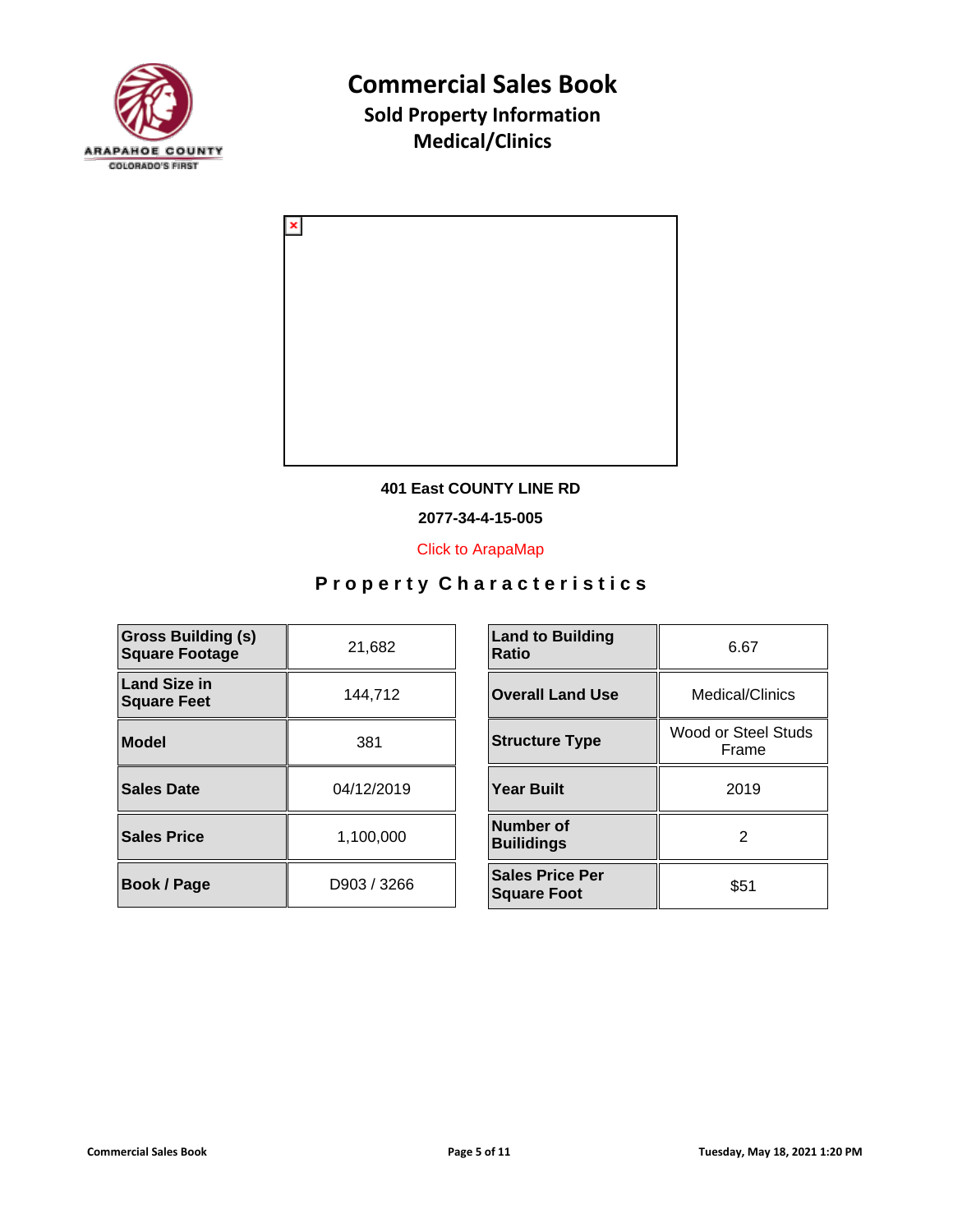# Commercial Sales Book

## Sold Property Information

## Medical/Clinics

**401 East COUNTY LINE RD**

**2077-34-4-15-005**

Click to ArapaMap

### Property Characteristics

| Gross Building (s) Square Footage | 21,682 |
|---|---|
| Land Size in Square Feet | 144,712 |
| Model | 381 |
| Sales Date | 04/12/2019 |
| Sales Price | 1,100,000 |
| Book / Page | D903 / 3266 |

| Land to Building Ratio | 6.67 |
|---|---|
| Overall Land Use | Medical/Clinics |
| Structure Type | Wood or Steel Studs Frame |
| Year Built | 2019 |
| Number of Builidings | 2 |
| Sales Price Per Square Foot | $51 |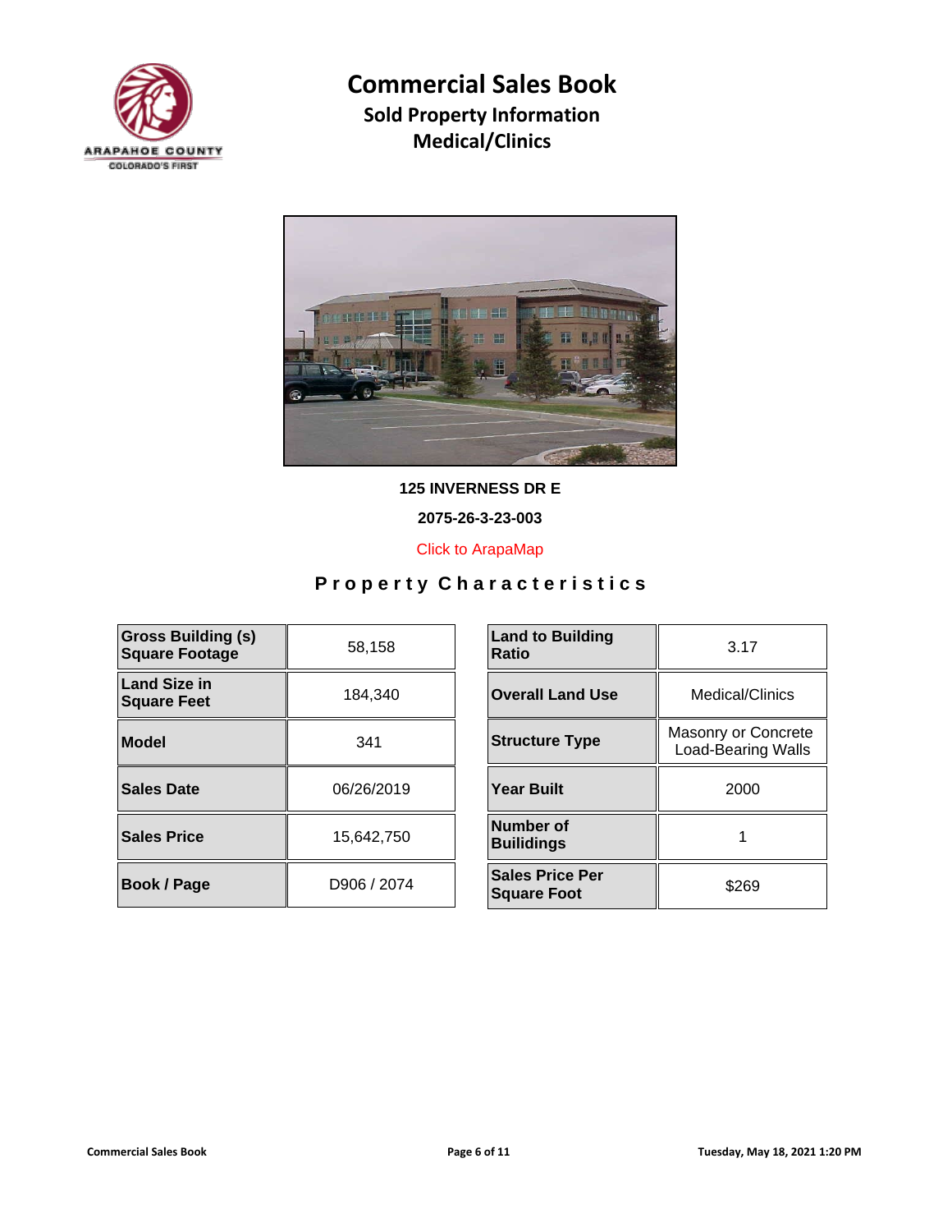# Commercial Sales Book

## Sold Property Information

## Medical/Clinics

**125 INVERNESS DR E**

**2075-26-3-23-003**

Click to ArapaMap

### Property Characteristics

| Gross Building (s) Square Footage | 58,158 | Land to Building Ratio | 3.17 |
|---|---|---|---|
| Land Size in Square Feet | 184,340 | Overall Land Use | Medical/Clinics |
| Model | 341 | Structure Type | Masonry or Concrete Load-Bearing Walls |
| Sales Date | 06/26/2019 | Year Built | 2000 |
| Sales Price | 15,642,750 | Number of Builidings | 1 |
| Book / Page | D906 / 2074 | Sales Price Per Square Foot | $269 |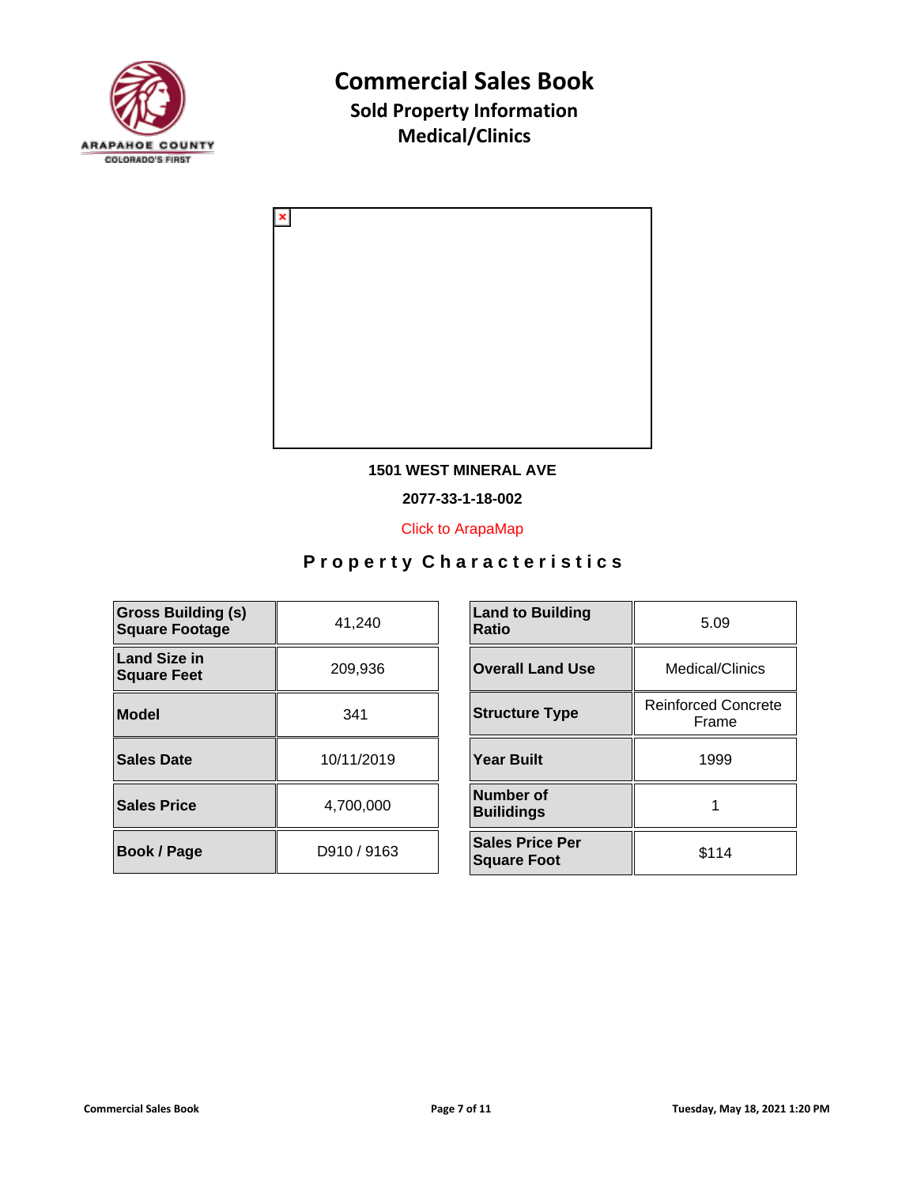# Commercial Sales Book

## Sold Property Information

## Medical/Clinics

**1501 WEST MINERAL AVE**

**2077-33-1-18-002**

Click to ArapaMap

## Property Characteristics

| | |
|---|---|
| **Gross Building (s) Square Footage** | 41,240 |
| **Land Size in Square Feet** | 209,936 |
| **Model** | 341 |
| **Sales Date** | 10/11/2019 |
| **Sales Price** | 4,700,000 |
| **Book / Page** | D910 / 9163 |

| | |
|---|---|
| **Land to Building Ratio** | 5.09 |
| **Overall Land Use** | Medical/Clinics |
| **Structure Type** | Reinforced Concrete Frame |
| **Year Built** | 1999 |
| **Number of Builidings** | 1 |
| **Sales Price Per Square Foot** | $114 |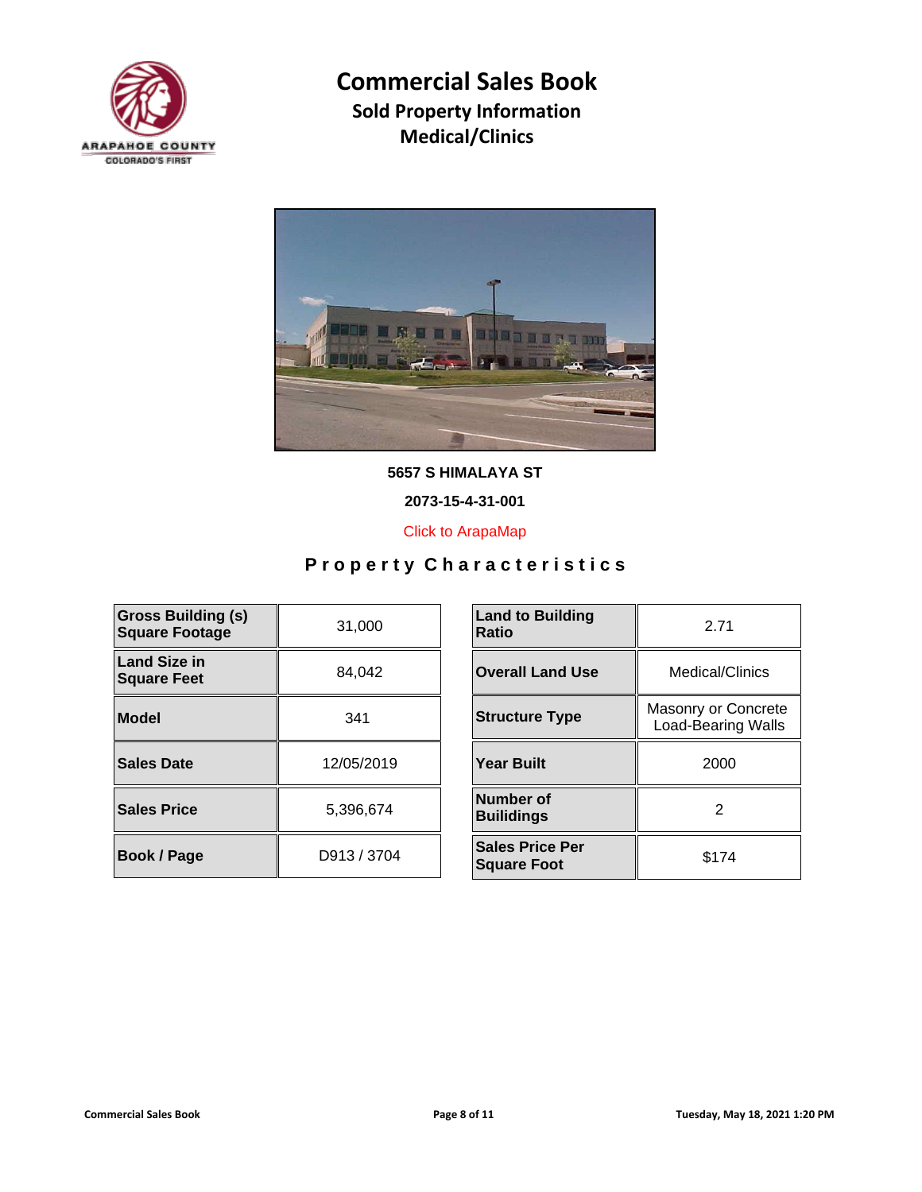# Commercial Sales Book

## Sold Property Information

## Medical/Clinics

**5657 S HIMALAYA ST**

**2073-15-4-31-001**

Click to ArapaMap

## Property Characteristics

| | |
|---|---|
| **Gross Building (s) Square Footage** | 31,000 |
| **Land Size in Square Feet** | 84,042 |
| **Model** | 341 |
| **Sales Date** | 12/05/2019 |
| **Sales Price** | 5,396,674 |
| **Book / Page** | D913 / 3704 |

| | |
|---|---|
| **Land to Building Ratio** | 2.71 |
| **Overall Land Use** | Medical/Clinics |
| **Structure Type** | Masonry or Concrete Load-Bearing Walls |
| **Year Built** | 2000 |
| **Number of Builidings** | 2 |
| **Sales Price Per Square Foot** | $174 |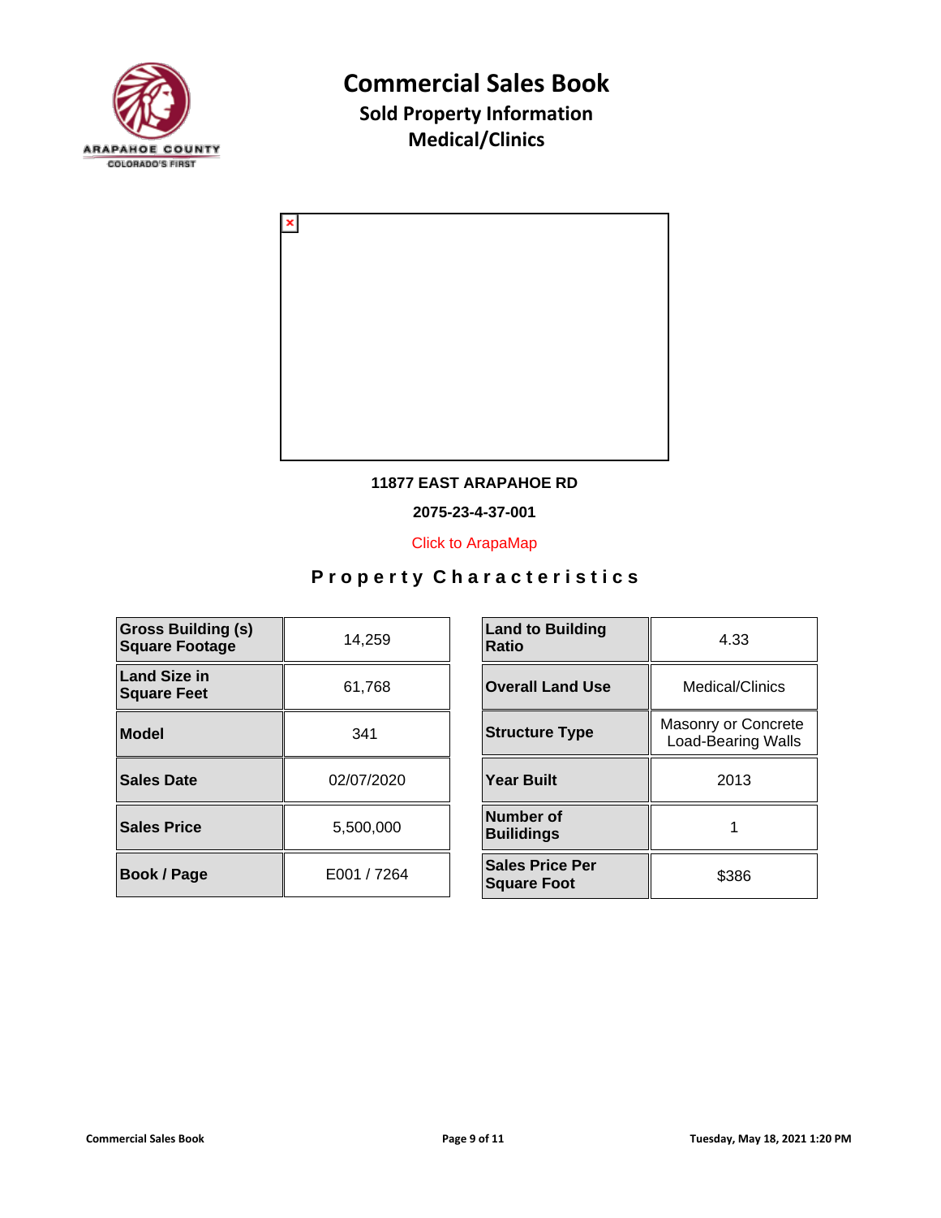# Commercial Sales Book

## Sold Property Information

## Medical/Clinics

**11877 EAST ARAPAHOE RD**

**2075-23-4-37-001**

Click to ArapaMap

## Property Characteristics

| Gross Building (s) Square Footage | 14,259 |
|---|---|
| Land Size in Square Feet | 61,768 |
| Model | 341 |
| Sales Date | 02/07/2020 |
| Sales Price | 5,500,000 |
| Book / Page | E001 / 7264 |

| Land to Building Ratio | 4.33 |
|---|---|
| Overall Land Use | Medical/Clinics |
| Structure Type | Masonry or Concrete Load-Bearing Walls |
| Year Built | 2013 |
| Number of Builidings | 1 |
| Sales Price Per Square Foot | $386 |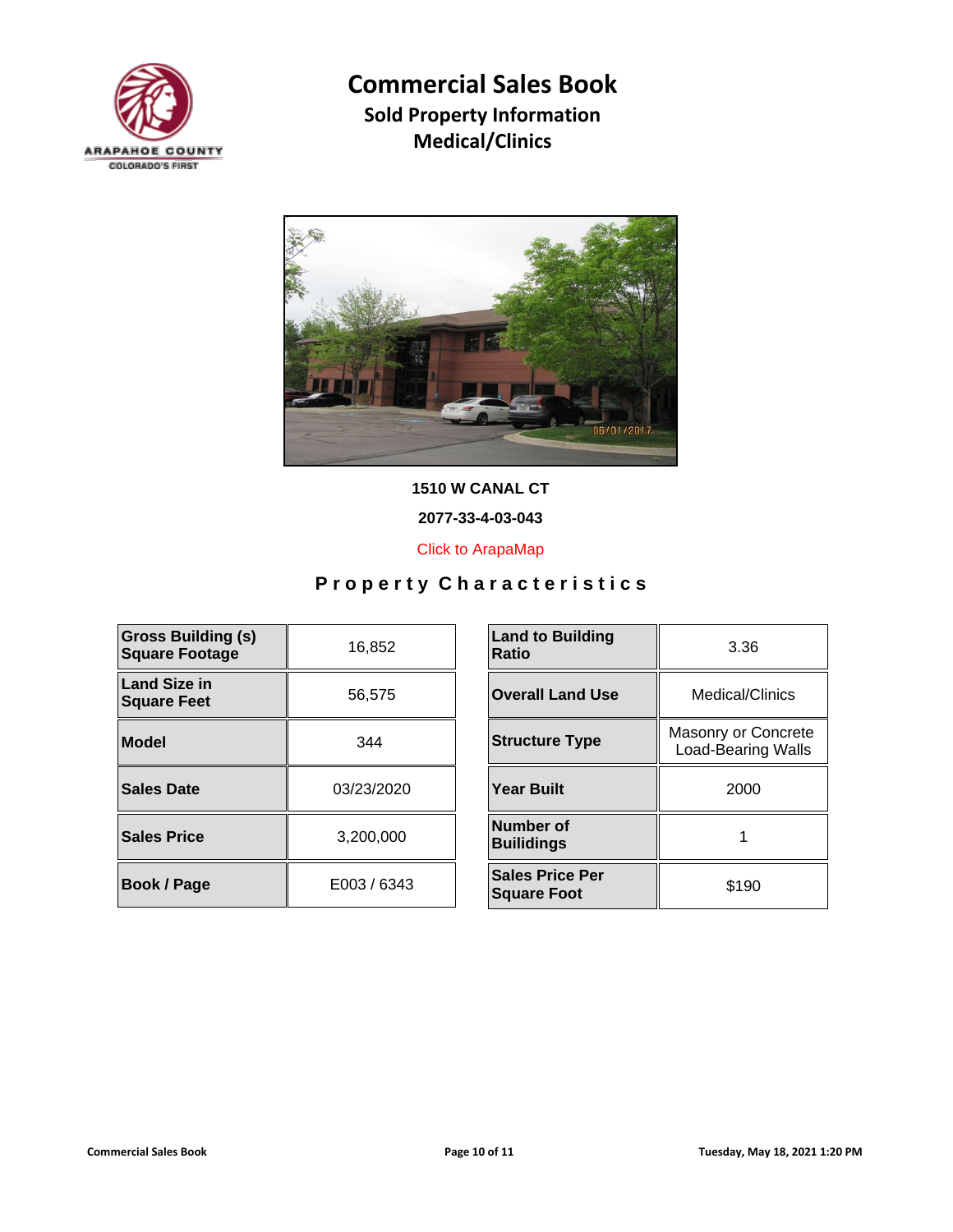# Commercial Sales Book

## Sold Property Information

## Medical/Clinics

**1510 W CANAL CT**

**2077-33-4-03-043**

Click to ArapaMap

## Property Characteristics

| Gross Building (s) Square Footage | 16,852 |
|---|---|
| Land Size in Square Feet | 56,575 |
| Model | 344 |
| Sales Date | 03/23/2020 |
| Sales Price | 3,200,000 |
| Book / Page | E003 / 6343 |

| Land to Building Ratio | 3.36 |
|---|---|
| Overall Land Use | Medical/Clinics |
| Structure Type | Masonry or Concrete Load-Bearing Walls |
| Year Built | 2000 |
| Number of Builidings | 1 |
| Sales Price Per Square Foot | $190 |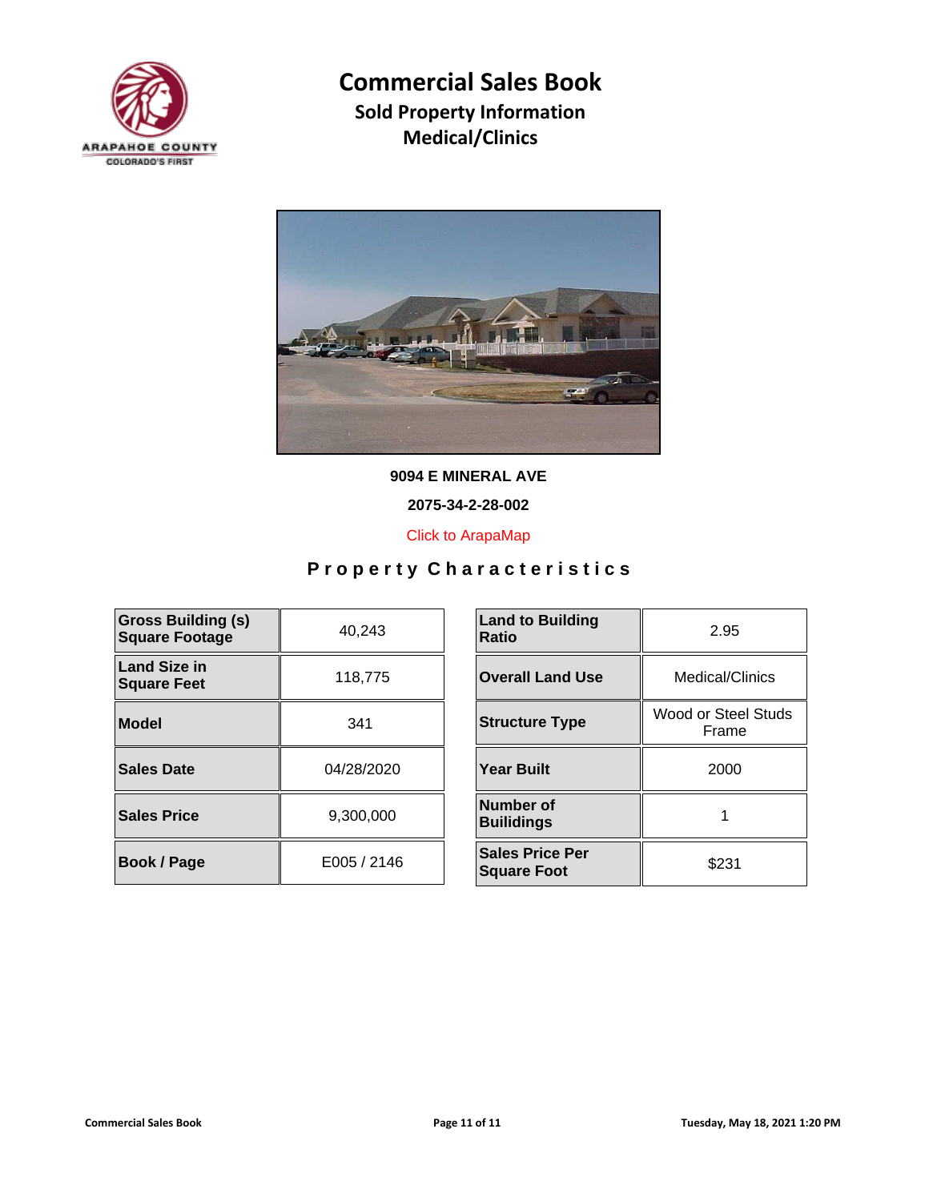# Commercial Sales Book

## Sold Property Information

## Medical/Clinics

**9094 E MINERAL AVE**

**2075-34-2-28-002**

Click to ArapaMap

### Property Characteristics

| | | | |
|---|---|---|---|
| **Gross Building (s) Square Footage** | 40,243 | **Land to Building Ratio** | 2.95 |
| **Land Size in Square Feet** | 118,775 | **Overall Land Use** | Medical/Clinics |
| **Model** | 341 | **Structure Type** | Wood or Steel Studs Frame |
| **Sales Date** | 04/28/2020 | **Year Built** | 2000 |
| **Sales Price** | 9,300,000 | **Number of Builidings** | 1 |
| **Book / Page** | E005 / 2146 | **Sales Price Per Square Foot** | $231 |